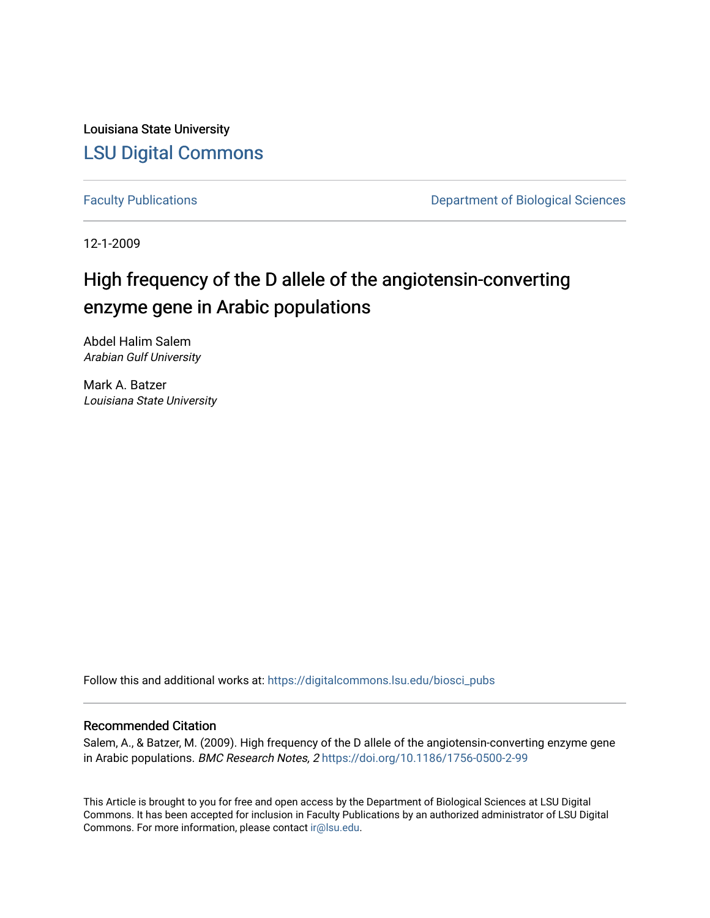Louisiana State University

LSU Digital Commons

Faculty Publications | Department of Biological Sciences

12-1-2009

# High frequency of the D allele of the angiotensin-converting enzyme gene in Arabic populations

Abdel Halim Salem
*Arabian Gulf University*

Mark A. Batzer
*Louisiana State University*

Follow this and additional works at: https://digitalcommons.lsu.edu/biosci_pubs

## Recommended Citation

Salem, A., & Batzer, M. (2009). High frequency of the D allele of the angiotensin-converting enzyme gene in Arabic populations. *BMC Research Notes, 2* https://doi.org/10.1186/1756-0500-2-99

This Article is brought to you for free and open access by the Department of Biological Sciences at LSU Digital Commons. It has been accepted for inclusion in Faculty Publications by an authorized administrator of LSU Digital Commons. For more information, please contact ir@lsu.edu.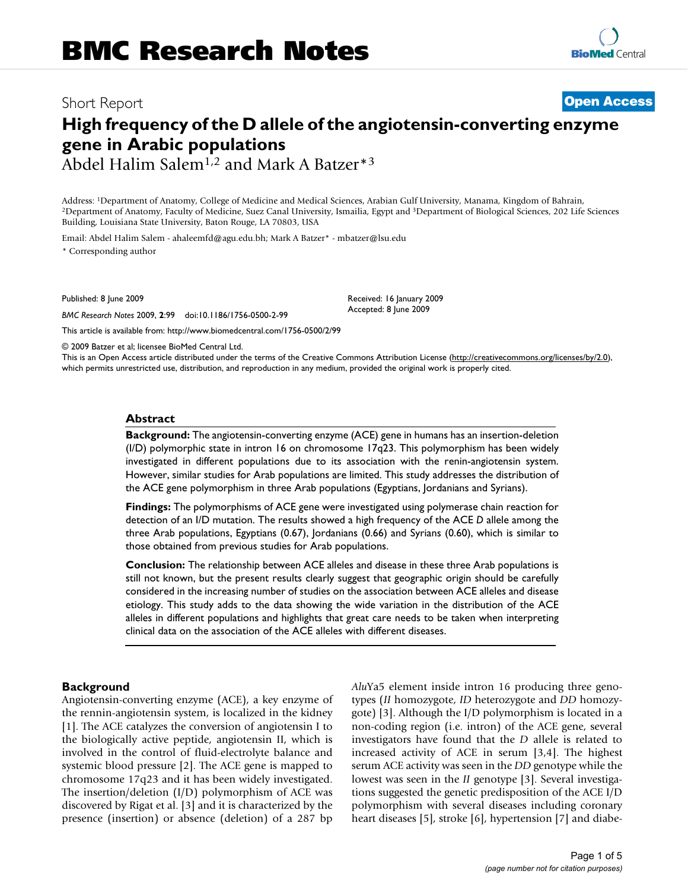# BMC Research Notes

Short Report

**Open Access**

# High frequency of the D allele of the angiotensin-converting enzyme gene in Arabic populations

Abdel Halim Salem[1,2] and Mark A Batzer*[3]

Address: [1]Department of Anatomy, College of Medicine and Medical Sciences, Arabian Gulf University, Manama, Kingdom of Bahrain, [2]Department of Anatomy, Faculty of Medicine, Suez Canal University, Ismailia, Egypt and [3]Department of Biological Sciences, 202 Life Sciences Building, Louisiana State University, Baton Rouge, LA 70803, USA

Email: Abdel Halim Salem - ahaleemfd@agu.edu.bh; Mark A Batzer* - mbatzer@lsu.edu

\* Corresponding author

Published: 8 June 2009

*BMC Research Notes* 2009, **2**:99 doi:10.1186/1756-0500-2-99

Received: 16 January 2009
Accepted: 8 June 2009

This article is available from: http://www.biomedcentral.com/1756-0500/2/99

© 2009 Batzer et al; licensee BioMed Central Ltd.

This is an Open Access article distributed under the terms of the Creative Commons Attribution License (http://creativecommons.org/licenses/by/2.0), which permits unrestricted use, distribution, and reproduction in any medium, provided the original work is properly cited.

## Abstract

**Background:** The angiotensin-converting enzyme (ACE) gene in humans has an insertion-deletion (I/D) polymorphic state in intron 16 on chromosome 17q23. This polymorphism has been widely investigated in different populations due to its association with the renin-angiotensin system. However, similar studies for Arab populations are limited. This study addresses the distribution of the ACE gene polymorphism in three Arab populations (Egyptians, Jordanians and Syrians).

**Findings:** The polymorphisms of ACE gene were investigated using polymerase chain reaction for detection of an I/D mutation. The results showed a high frequency of the ACE *D* allele among the three Arab populations, Egyptians (0.67), Jordanians (0.66) and Syrians (0.60), which is similar to those obtained from previous studies for Arab populations.

**Conclusion:** The relationship between ACE alleles and disease in these three Arab populations is still not known, but the present results clearly suggest that geographic origin should be carefully considered in the increasing number of studies on the association between ACE alleles and disease etiology. This study adds to the data showing the wide variation in the distribution of the ACE alleles in different populations and highlights that great care needs to be taken when interpreting clinical data on the association of the ACE alleles with different diseases.

## Background

Angiotensin-converting enzyme (ACE), a key enzyme of the rennin-angiotensin system, is localized in the kidney [1]. The ACE catalyzes the conversion of angiotensin I to the biologically active peptide, angiotensin II, which is involved in the control of fluid-electrolyte balance and systemic blood pressure [2]. The ACE gene is mapped to chromosome 17q23 and it has been widely investigated. The insertion/deletion (I/D) polymorphism of ACE was discovered by Rigat et al. [3] and it is characterized by the presence (insertion) or absence (deletion) of a 287 bp *Alu*Ya5 element inside intron 16 producing three genotypes (*II* homozygote, *ID* heterozygote and *DD* homozygote) [3]. Although the I/D polymorphism is located in a non-coding region (i.e. intron) of the ACE gene, several investigators have found that the *D* allele is related to increased activity of ACE in serum [3,4]. The highest serum ACE activity was seen in the *DD* genotype while the lowest was seen in the *II* genotype [3]. Several investigations suggested the genetic predisposition of the ACE I/D polymorphism with several diseases including coronary heart diseases [5], stroke [6], hypertension [7] and diabe-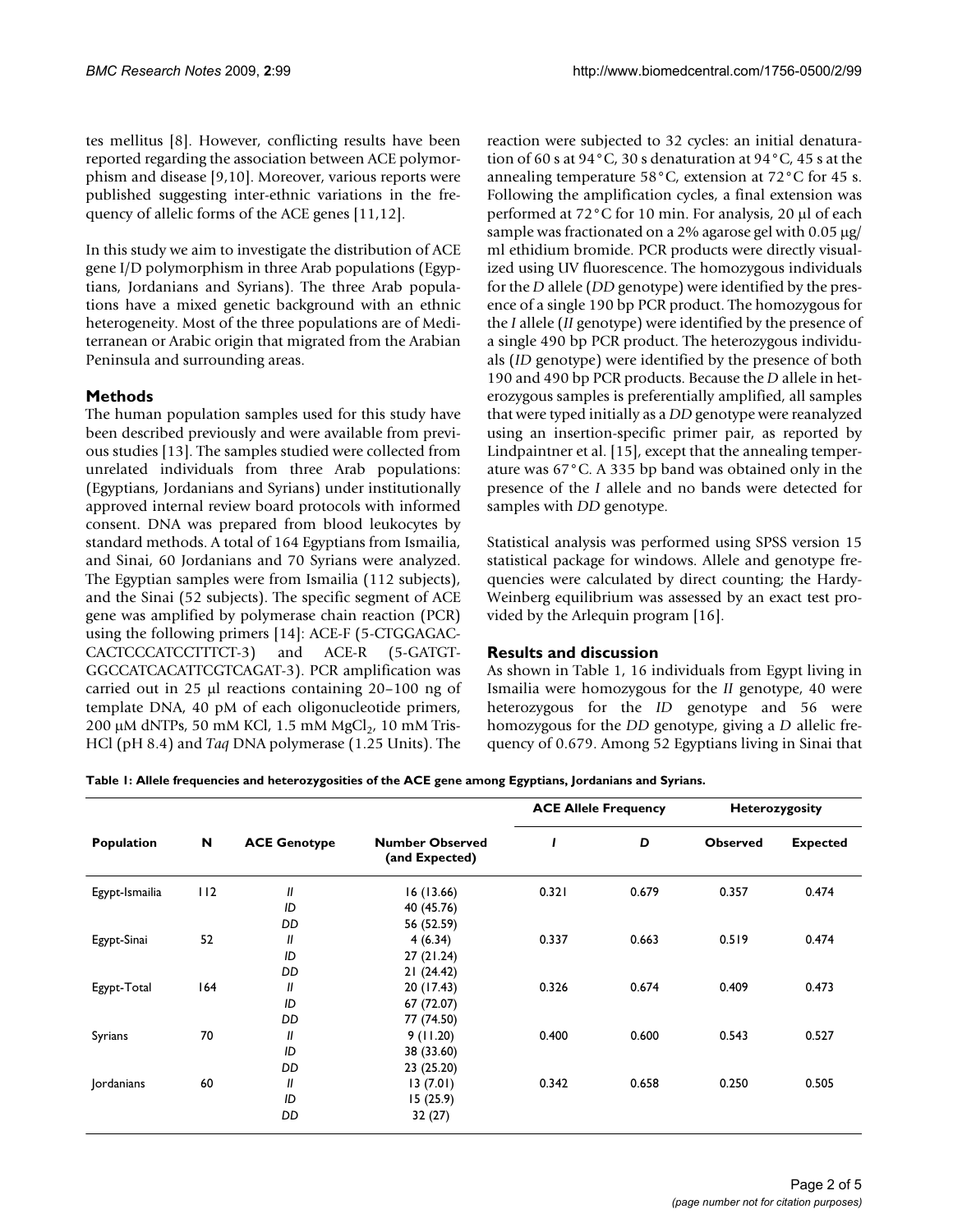tes mellitus [8]. However, conflicting results have been reported regarding the association between ACE polymorphism and disease [9,10]. Moreover, various reports were published suggesting inter-ethnic variations in the frequency of allelic forms of the ACE genes [11,12].

In this study we aim to investigate the distribution of ACE gene I/D polymorphism in three Arab populations (Egyptians, Jordanians and Syrians). The three Arab populations have a mixed genetic background with an ethnic heterogeneity. Most of the three populations are of Mediterranean or Arabic origin that migrated from the Arabian Peninsula and surrounding areas.

## Methods

The human population samples used for this study have been described previously and were available from previous studies [13]. The samples studied were collected from unrelated individuals from three Arab populations: (Egyptians, Jordanians and Syrians) under institutionally approved internal review board protocols with informed consent. DNA was prepared from blood leukocytes by standard methods. A total of 164 Egyptians from Ismailia, and Sinai, 60 Jordanians and 70 Syrians were analyzed. The Egyptian samples were from Ismailia (112 subjects), and the Sinai (52 subjects). The specific segment of ACE gene was amplified by polymerase chain reaction (PCR) using the following primers [14]: ACE-F (5-CTGGAGACCACTCCCATCCTTTCT-3) and ACE-R (5-GATGTGGCCATCACATTCGTCAGAT-3). PCR amplification was carried out in 25 μl reactions containing 20–100 ng of template DNA, 40 pM of each oligonucleotide primers, 200 μM dNTPs, 50 mM KCl, 1.5 mM $MgCl_2$, 10 mM Tris-HCl (pH 8.4) and *Taq* DNA polymerase (1.25 Units). The reaction were subjected to 32 cycles: an initial denaturation of 60 s at 94°C, 30 s denaturation at 94°C, 45 s at the annealing temperature 58°C, extension at 72°C for 45 s. Following the amplification cycles, a final extension was performed at 72°C for 10 min. For analysis, 20 μl of each sample was fractionated on a 2% agarose gel with 0.05 μg/ml ethidium bromide. PCR products were directly visualized using UV fluorescence. The homozygous individuals for the *D* allele (*DD* genotype) were identified by the presence of a single 190 bp PCR product. The homozygous for the *I* allele (*II* genotype) were identified by the presence of a single 490 bp PCR product. The heterozygous individuals (*ID* genotype) were identified by the presence of both 190 and 490 bp PCR products. Because the *D* allele in heterozygous samples is preferentially amplified, all samples that were typed initially as a *DD* genotype were reanalyzed using an insertion-specific primer pair, as reported by Lindpaintner et al. [15], except that the annealing temperature was 67°C. A 335 bp band was obtained only in the presence of the *I* allele and no bands were detected for samples with *DD* genotype.

Statistical analysis was performed using SPSS version 15 statistical package for windows. Allele and genotype frequencies were calculated by direct counting; the Hardy-Weinberg equilibrium was assessed by an exact test provided by the Arlequin program [16].

## Results and discussion

As shown in Table 1, 16 individuals from Egypt living in Ismailia were homozygous for the *II* genotype, 40 were heterozygous for the *ID* genotype and 56 were homozygous for the *DD* genotype, giving a *D* allelic frequency of 0.679. Among 52 Egyptians living in Sinai that

**Table 1: Allele frequencies and heterozygosities of the ACE gene among Egyptians, Jordanians and Syrians.**

| Population | N | ACE Genotype | Number Observed (and Expected) | ACE Allele Frequency | | Heterozygosity | |
|---|---|---|---|---|---|---|---|
| | | | | *I* | *D* | Observed | Expected |
| Egypt-Ismailia | 112 | *II* | 16 (13.66) | 0.321 | 0.679 | 0.357 | 0.474 |
| | | *ID* | 40 (45.76) | | | | |
| | | *DD* | 56 (52.59) | | | | |
| Egypt-Sinai | 52 | *II* | 4 (6.34) | 0.337 | 0.663 | 0.519 | 0.474 |
| | | *ID* | 27 (21.24) | | | | |
| | | *DD* | 21 (24.42) | | | | |
| Egypt-Total | 164 | *II* | 20 (17.43) | 0.326 | 0.674 | 0.409 | 0.473 |
| | | *ID* | 67 (72.07) | | | | |
| | | *DD* | 77 (74.50) | | | | |
| Syrians | 70 | *II* | 9 (11.20) | 0.400 | 0.600 | 0.543 | 0.527 |
| | | *ID* | 38 (33.60) | | | | |
| | | *DD* | 23 (25.20) | | | | |
| Jordanians | 60 | *II* | 13 (7.01) | 0.342 | 0.658 | 0.250 | 0.505 |
| | | *ID* | 15 (25.9) | | | | |
| | | *DD* | 32 (27) | | | | |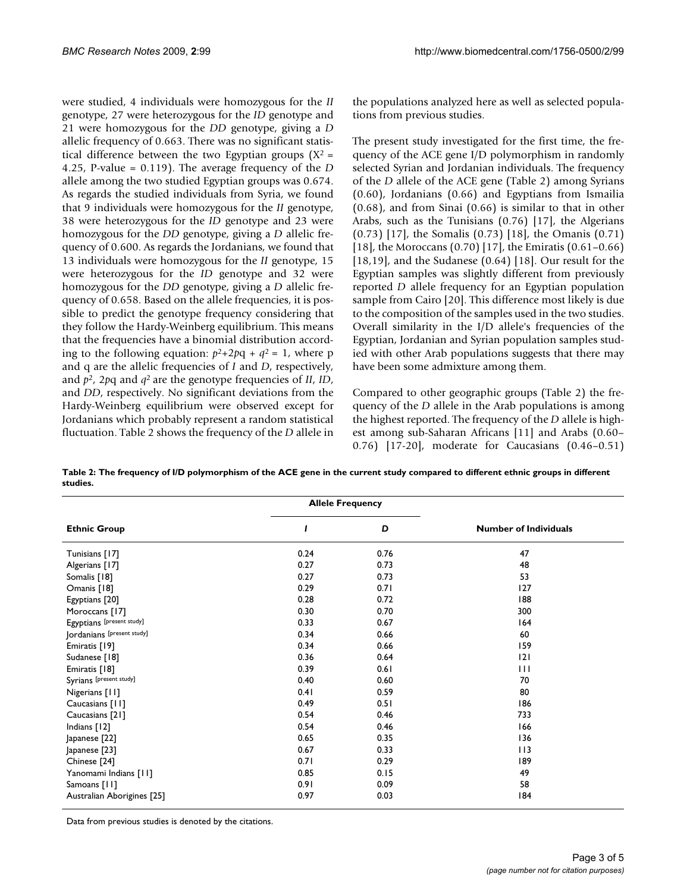were studied, 4 individuals were homozygous for the *II* genotype, 27 were heterozygous for the *ID* genotype and 21 were homozygous for the *DD* genotype, giving a *D* allelic frequency of 0.663. There was no significant statistical difference between the two Egyptian groups ($X^2$ = 4.25, P-value = 0.119). The average frequency of the *D* allele among the two studied Egyptian groups was 0.674. As regards the studied individuals from Syria, we found that 9 individuals were homozygous for the *II* genotype, 38 were heterozygous for the *ID* genotype and 23 were homozygous for the *DD* genotype, giving a *D* allelic frequency of 0.600. As regards the Jordanians, we found that 13 individuals were homozygous for the *II* genotype, 15 were heterozygous for the *ID* genotype and 32 were homozygous for the *DD* genotype, giving a *D* allelic frequency of 0.658. Based on the allele frequencies, it is possible to predict the genotype frequency considering that they follow the Hardy-Weinberg equilibrium. This means that the frequencies have a binomial distribution according to the following equation: $p^2+2pq + q^2 = 1$, where p and q are the allelic frequencies of *I* and *D*, respectively, and $p^2$, $2pq$ and $q^2$ are the genotype frequencies of *II*, *ID*, and *DD*, respectively. No significant deviations from the Hardy-Weinberg equilibrium were observed except for Jordanians which probably represent a random statistical fluctuation. Table 2 shows the frequency of the *D* allele in the populations analyzed here as well as selected populations from previous studies.

The present study investigated for the first time, the frequency of the ACE gene I/D polymorphism in randomly selected Syrian and Jordanian individuals. The frequency of the *D* allele of the ACE gene (Table 2) among Syrians (0.60), Jordanians (0.66) and Egyptians from Ismailia (0.68), and from Sinai (0.66) is similar to that in other Arabs, such as the Tunisians (0.76) [17], the Algerians (0.73) [17], the Somalis (0.73) [18], the Omanis (0.71) [18], the Moroccans (0.70) [17], the Emiratis (0.61–0.66) [18,19], and the Sudanese (0.64) [18]. Our result for the Egyptian samples was slightly different from previously reported *D* allele frequency for an Egyptian population sample from Cairo [20]. This difference most likely is due to the composition of the samples used in the two studies. Overall similarity in the I/D allele's frequencies of the Egyptian, Jordanian and Syrian population samples studied with other Arab populations suggests that there may have been some admixture among them.

Compared to other geographic groups (Table 2) the frequency of the *D* allele in the Arab populations is among the highest reported. The frequency of the *D* allele is highest among sub-Saharan Africans [11] and Arabs (0.60–0.76) [17-20], moderate for Caucasians (0.46–0.51)

**Table 2: The frequency of I/D polymorphism of the ACE gene in the current study compared to different ethnic groups in different studies.**

| Ethnic Group | Allele Frequency | | Number of Individuals |
|---|---|---|---|
| | *I* | *D* | |
| Tunisians [17] | 0.24 | 0.76 | 47 |
| Algerians [17] | 0.27 | 0.73 | 48 |
| Somalis [18] | 0.27 | 0.73 | 53 |
| Omanis [18] | 0.29 | 0.71 | 127 |
| Egyptians [20] | 0.28 | 0.72 | 188 |
| Moroccans [17] | 0.30 | 0.70 | 300 |
| Egyptians [present study] | 0.33 | 0.67 | 164 |
| Jordanians [present study] | 0.34 | 0.66 | 60 |
| Emiratis [19] | 0.34 | 0.66 | 159 |
| Sudanese [18] | 0.36 | 0.64 | 121 |
| Emiratis [18] | 0.39 | 0.61 | 111 |
| Syrians [present study] | 0.40 | 0.60 | 70 |
| Nigerians [11] | 0.41 | 0.59 | 80 |
| Caucasians [11] | 0.49 | 0.51 | 186 |
| Caucasians [21] | 0.54 | 0.46 | 733 |
| Indians [12] | 0.54 | 0.46 | 166 |
| Japanese [22] | 0.65 | 0.35 | 136 |
| Japanese [23] | 0.67 | 0.33 | 113 |
| Chinese [24] | 0.71 | 0.29 | 189 |
| Yanomami Indians [11] | 0.85 | 0.15 | 49 |
| Samoans [11] | 0.91 | 0.09 | 58 |
| Australian Aborigines [25] | 0.97 | 0.03 | 184 |

Data from previous studies is denoted by the citations.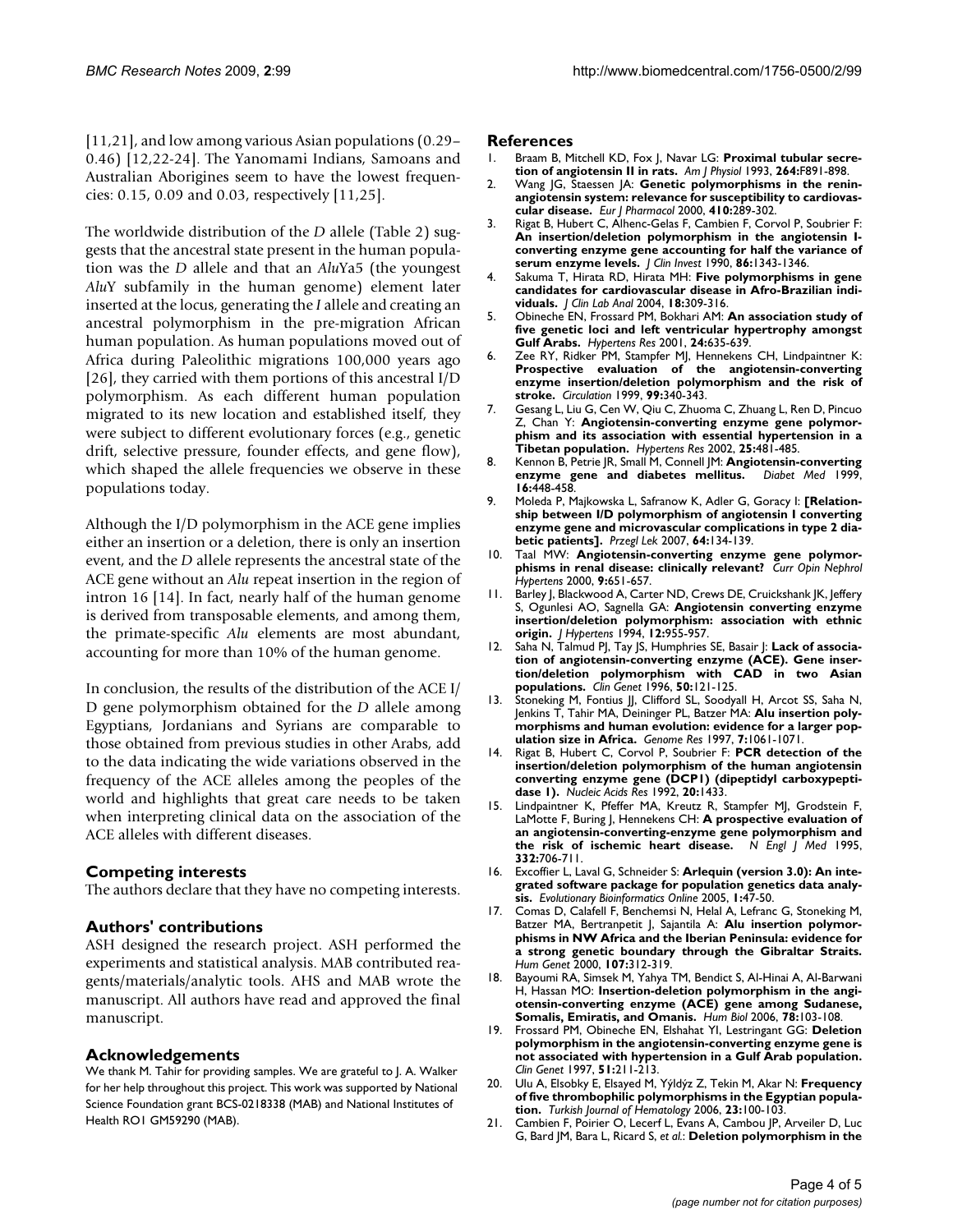[11,21], and low among various Asian populations (0.29–0.46) [12,22-24]. The Yanomami Indians, Samoans and Australian Aborigines seem to have the lowest frequencies: 0.15, 0.09 and 0.03, respectively [11,25].

The worldwide distribution of the *D* allele (Table 2) suggests that the ancestral state present in the human population was the *D* allele and that an *Alu*Ya5 (the youngest *Alu*Y subfamily in the human genome) element later inserted at the locus, generating the *I* allele and creating an ancestral polymorphism in the pre-migration African human population. As human populations moved out of Africa during Paleolithic migrations 100,000 years ago [26], they carried with them portions of this ancestral I/D polymorphism. As each different human population migrated to its new location and established itself, they were subject to different evolutionary forces (e.g., genetic drift, selective pressure, founder effects, and gene flow), which shaped the allele frequencies we observe in these populations today.

Although the I/D polymorphism in the ACE gene implies either an insertion or a deletion, there is only an insertion event, and the *D* allele represents the ancestral state of the ACE gene without an *Alu* repeat insertion in the region of intron 16 [14]. In fact, nearly half of the human genome is derived from transposable elements, and among them, the primate-specific *Alu* elements are most abundant, accounting for more than 10% of the human genome.

In conclusion, the results of the distribution of the ACE I/D gene polymorphism obtained for the *D* allele among Egyptians, Jordanians and Syrians are comparable to those obtained from previous studies in other Arabs, add to the data indicating the wide variations observed in the frequency of the ACE alleles among the peoples of the world and highlights that great care needs to be taken when interpreting clinical data on the association of the ACE alleles with different diseases.

## Competing interests

The authors declare that they have no competing interests.

## Authors' contributions

ASH designed the research project. ASH performed the experiments and statistical analysis. MAB contributed reagents/materials/analytic tools. AHS and MAB wrote the manuscript. All authors have read and approved the final manuscript.

## Acknowledgements

We thank M. Tahir for providing samples. We are grateful to J. A. Walker for her help throughout this project. This work was supported by National Science Foundation grant BCS-0218338 (MAB) and National Institutes of Health RO1 GM59290 (MAB).

## References

1. Braam B, Mitchell KD, Fox J, Navar LG: **Proximal tubular secretion of angiotensin II in rats.** *Am J Physiol* 1993, **264**:F891-898.
2. Wang JG, Staessen JA: **Genetic polymorphisms in the renin-angiotensin system: relevance for susceptibility to cardiovascular disease.** *Eur J Pharmacol* 2000, **410**:289-302.
3. Rigat B, Hubert C, Alhenc-Gelas F, Cambien F, Corvol P, Soubrier F: **An insertion/deletion polymorphism in the angiotensin I-converting enzyme gene accounting for half the variance of serum enzyme levels.** *J Clin Invest* 1990, **86**:1343-1346.
4. Sakuma T, Hirata RD, Hirata MH: **Five polymorphisms in gene candidates for cardiovascular disease in Afro-Brazilian individuals.** *J Clin Lab Anal* 2004, **18**:309-316.
5. Obineche EN, Frossard PM, Bokhari AM: **An association study of five genetic loci and left ventricular hypertrophy amongst Gulf Arabs.** *Hypertens Res* 2001, **24**:635-639.
6. Zee RY, Ridker PM, Stampfer MJ, Hennekens CH, Lindpaintner K: **Prospective evaluation of the angiotensin-converting enzyme insertion/deletion polymorphism and the risk of stroke.** *Circulation* 1999, **99**:340-343.
7. Gesang L, Liu G, Cen W, Qiu C, Zhuoma C, Zhuang L, Ren D, Pincuo Z, Chan Y: **Angiotensin-converting enzyme gene polymorphism and its association with essential hypertension in a Tibetan population.** *Hypertens Res* 2002, **25**:481-485.
8. Kennon B, Petrie JR, Small M, Connell JM: **Angiotensin-converting enzyme gene and diabetes mellitus.** *Diabet Med* 1999, **16**:448-458.
9. Moleda P, Majkowska L, Safranow K, Adler G, Goracy I: **[Relationship between I/D polymorphism of angiotensin I converting enzyme gene and microvascular complications in type 2 diabetic patients].** *Przegl Lek* 2007, **64**:134-139.
10. Taal MW: **Angiotensin-converting enzyme gene polymorphisms in renal disease: clinically relevant?** *Curr Opin Nephrol Hypertens* 2000, **9**:651-657.
11. Barley J, Blackwood A, Carter ND, Crews DE, Cruickshank JK, Jeffery S, Ogunlesi AO, Sagnella GA: **Angiotensin converting enzyme insertion/deletion polymorphism: association with ethnic origin.** *J Hypertens* 1994, **12**:955-957.
12. Saha N, Talmud PJ, Tay JS, Humphries SE, Basair J: **Lack of association of angiotensin-converting enzyme (ACE). Gene insertion/deletion polymorphism with CAD in two Asian populations.** *Clin Genet* 1996, **50**:121-125.
13. Stoneking M, Fontius JJ, Clifford SL, Soodyall H, Arcot SS, Saha N, Jenkins T, Tahir MA, Deininger PL, Batzer MA: **Alu insertion polymorphisms and human evolution: evidence for a larger population size in Africa.** *Genome Res* 1997, **7**:1061-1071.
14. Rigat B, Hubert C, Corvol P, Soubrier F: **PCR detection of the insertion/deletion polymorphism of the human angiotensin converting enzyme gene (DCP1) (dipeptidyl carboxypeptidase 1).** *Nucleic Acids Res* 1992, **20**:1433.
15. Lindpaintner K, Pfeffer MA, Kreutz R, Stampfer MJ, Grodstein F, LaMotte F, Buring J, Hennekens CH: **A prospective evaluation of an angiotensin-converting-enzyme gene polymorphism and the risk of ischemic heart disease.** *N Engl J Med* 1995, **332**:706-711.
16. Excoffier L, Laval G, Schneider S: **Arlequin (version 3.0): An integrated software package for population genetics data analysis.** *Evolutionary Bioinformatics Online* 2005, **1**:47-50.
17. Comas D, Calafell F, Benchemsi N, Helal A, Lefranc G, Stoneking M, Batzer MA, Bertranpetit J, Sajantila A: **Alu insertion polymorphisms in NW Africa and the Iberian Peninsula: evidence for a strong genetic boundary through the Gibraltar Straits.** *Hum Genet* 2000, **107**:312-319.
18. Bayoumi RA, Simsek M, Yahya TM, Bendict S, Al-Hinai A, Al-Barwani H, Hassan MO: **Insertion-deletion polymorphism in the angiotensin-converting enzyme (ACE) gene among Sudanese, Somalis, Emiratis, and Omanis.** *Hum Biol* 2006, **78**:103-108.
19. Frossard PM, Obineche EN, Elshahat YI, Lestringant GG: **Deletion polymorphism in the angiotensin-converting enzyme gene is not associated with hypertension in a Gulf Arab population.** *Clin Genet* 1997, **51**:211-213.
20. Ulu A, Elsobky E, Elsayed M, Yýldýz Z, Tekin M, Akar N: **Frequency of five thrombophilic polymorphisms in the Egyptian population.** *Turkish Journal of Hematology* 2006, **23**:100-103.
21. Cambien F, Poirier O, Lecerf L, Evans A, Cambou JP, Arveiler D, Luc G, Bard JM, Bara L, Ricard S, *et al.*: **Deletion polymorphism in the**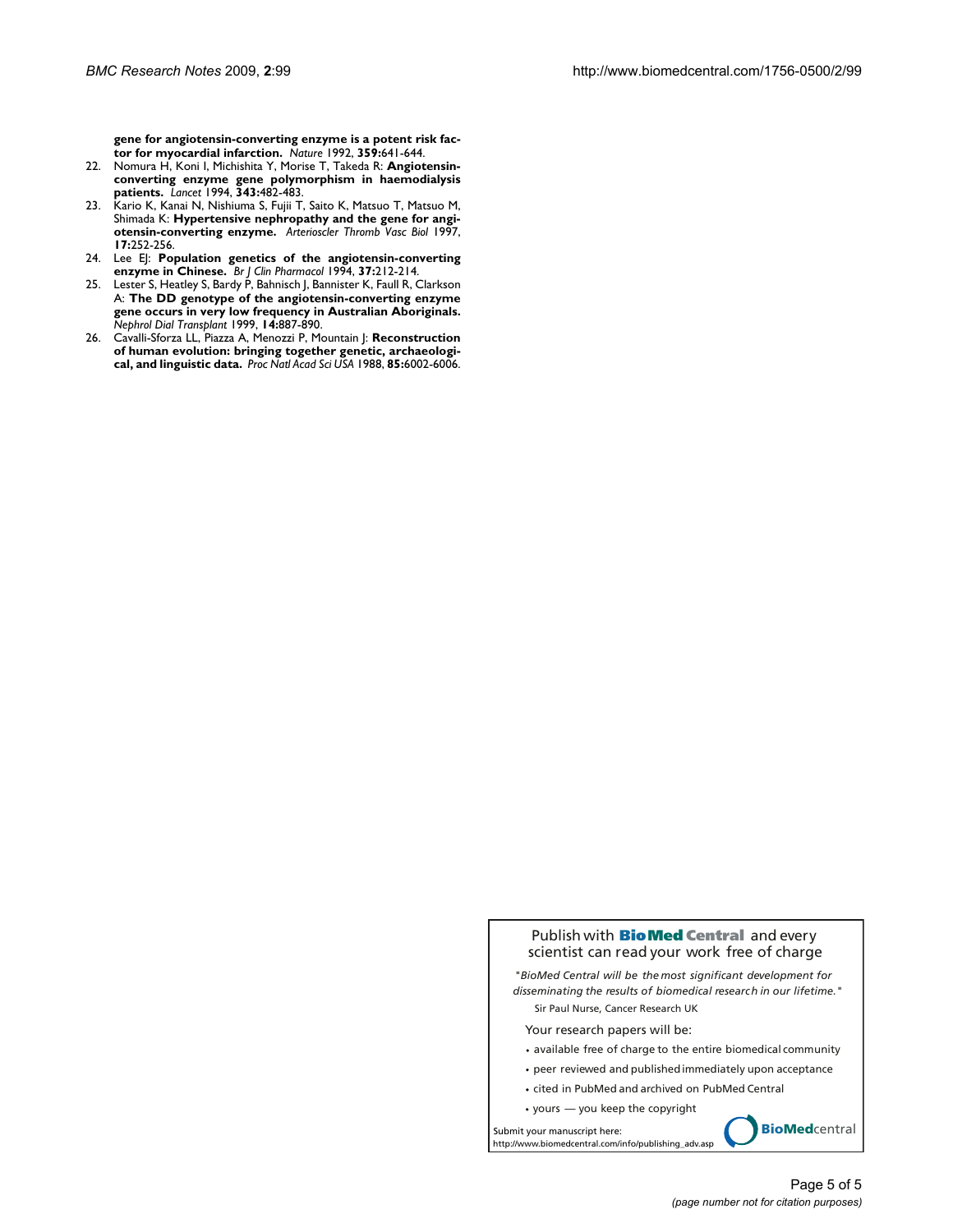gene for angiotensin-converting enzyme is a potent risk factor for myocardial infarction. *Nature* 1992, **359:**641-644.

22. Nomura H, Koni I, Michishita Y, Morise T, Takeda R: **Angiotensin-converting enzyme gene polymorphism in haemodialysis patients.** *Lancet* 1994, **343:**482-483.
23. Kario K, Kanai N, Nishiuma S, Fujii T, Saito K, Matsuo T, Matsuo M, Shimada K: **Hypertensive nephropathy and the gene for angiotensin-converting enzyme.** *Arterioscler Thromb Vasc Biol* 1997, **17:**252-256.
24. Lee EJ: **Population genetics of the angiotensin-converting enzyme in Chinese.** *Br J Clin Pharmacol* 1994, **37:**212-214.
25. Lester S, Heatley S, Bardy P, Bahnisch J, Bannister K, Faull R, Clarkson A: **The DD genotype of the angiotensin-converting enzyme gene occurs in very low frequency in Australian Aboriginals.** *Nephrol Dial Transplant* 1999, **14:**887-890.
26. Cavalli-Sforza LL, Piazza A, Menozzi P, Mountain J: **Reconstruction of human evolution: bringing together genetic, archaeological, and linguistic data.** *Proc Natl Acad Sci USA* 1988, **85:**6002-6006.

Publish with **BioMed Central** and every scientist can read your work free of charge

*"BioMed Central will be the most significant development for disseminating the results of biomedical research in our lifetime."*

Sir Paul Nurse, Cancer Research UK

Your research papers will be:

- available free of charge to the entire biomedical community
- peer reviewed and published immediately upon acceptance
- cited in PubMed and archived on PubMed Central
- yours — you keep the copyright

Submit your manuscript here:
http://www.biomedcentral.com/info/publishing_adv.asp

**BioMed**central